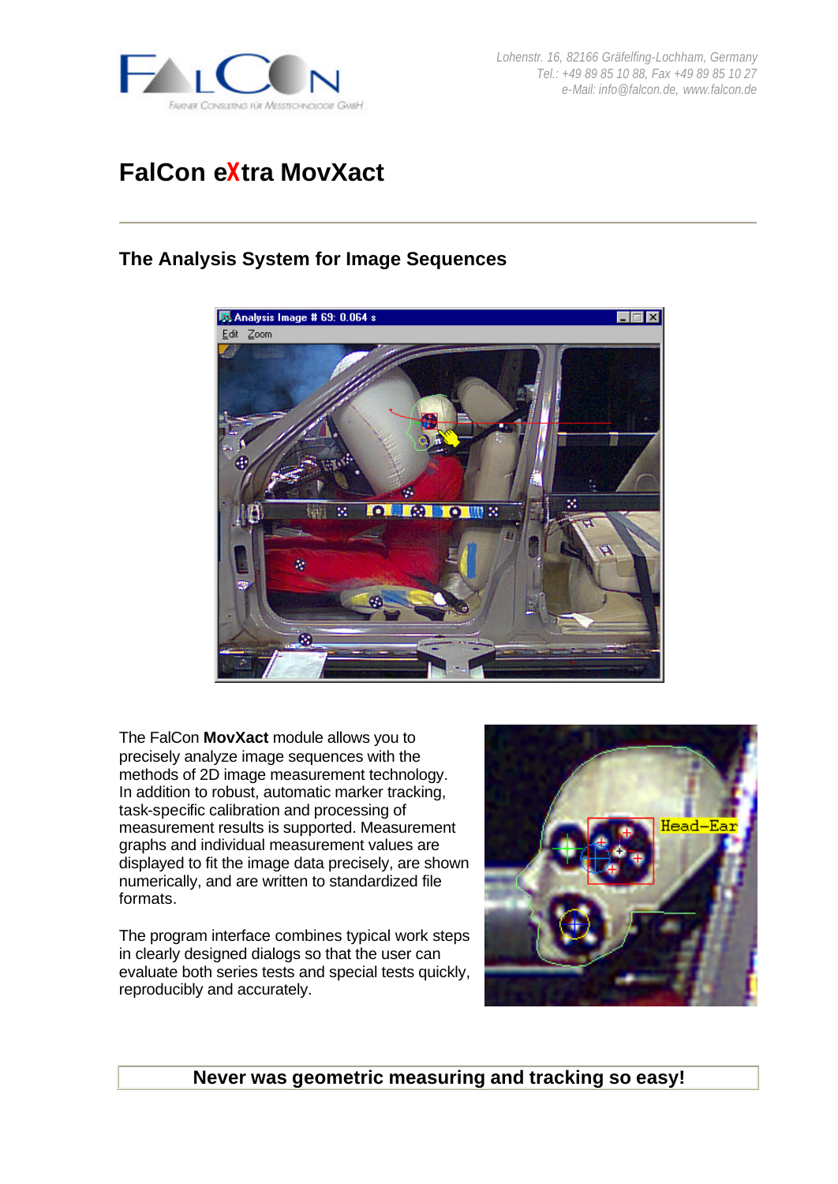Lohenstr. 16, 82166 Gräfelfing-Lochham, Germany
Tel.: +49 89 85 10 88, Fax +49 89 85 10 27
e-Mail: info@falcon.de, www.falcon.de

# FalCon eXtra MovXact

## The Analysis System for Image Sequences

The FalCon **MovXact** module allows you to precisely analyze image sequences with the methods of 2D image measurement technology. In addition to robust, automatic marker tracking, task-specific calibration and processing of measurement results is supported. Measurement graphs and individual measurement values are displayed to fit the image data precisely, are shown numerically, and are written to standardized file formats.

The program interface combines typical work steps in clearly designed dialogs so that the user can evaluate both series tests and special tests quickly, reproducibly and accurately.

**Never was geometric measuring and tracking so easy!**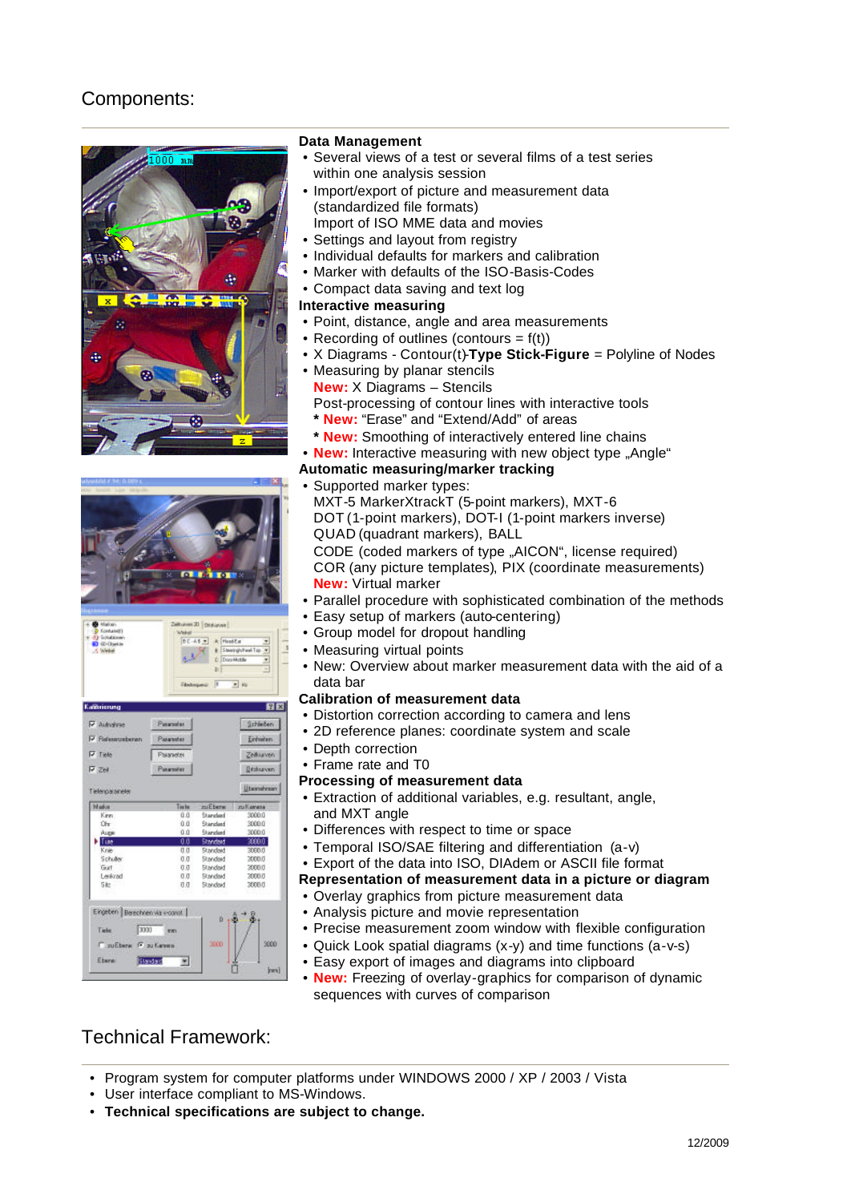## Components:

**Data Management**

- Several views of a test or several films of a test series within one analysis session
- Import/export of picture and measurement data (standardized file formats)
  Import of ISO MME data and movies
- Settings and layout from registry
- Individual defaults for markers and calibration
- Marker with defaults of the ISO-Basis-Codes
- Compact data saving and text log

**Interactive measuring**

- Point, distance, angle and area measurements
- Recording of outlines (contours = f(t))
- X Diagrams - Contour(t)-**Type Stick-Figure** = Polyline of Nodes
- Measuring by planar stencils
  **New:** X Diagrams – Stencils
  Post-processing of contour lines with interactive tools
  * **New:** “Erase” and “Extend/Add” of areas
  * **New:** Smoothing of interactively entered line chains
- **New:** Interactive measuring with new object type „Angle“

**Automatic measuring/marker tracking**

- Supported marker types:
  MXT-5 MarkerXtrackT (5-point markers), MXT-6
  DOT (1-point markers), DOT-I (1-point markers inverse)
  QUAD (quadrant markers), BALL
  CODE (coded markers of type „AICON“, license required)
  COR (any picture templates), PIX (coordinate measurements)
  **New:** Virtual marker
- Parallel procedure with sophisticated combination of the methods
- Easy setup of markers (auto-centering)
- Group model for dropout handling
- Measuring virtual points
- New: Overview about marker measurement data with the aid of a data bar

**Calibration of measurement data**

- Distortion correction according to camera and lens
- 2D reference planes: coordinate system and scale
- Depth correction
- Frame rate and T0

**Processing of measurement data**

- Extraction of additional variables, e.g. resultant, angle, and MXT angle
- Differences with respect to time or space
- Temporal ISO/SAE filtering and differentiation (a-v)
- Export of the data into ISO, DIAdem or ASCII file format

**Representation of measurement data in a picture or diagram**

- Overlay graphics from picture measurement data
- Analysis picture and movie representation
- Precise measurement zoom window with flexible configuration
- Quick Look spatial diagrams (x-y) and time functions (a-v-s)
- Easy export of images and diagrams into clipboard
- **New:** Freezing of overlay-graphics for comparison of dynamic sequences with curves of comparison

## Technical Framework:

- Program system for computer platforms under WINDOWS 2000 / XP / 2003 / Vista
- User interface compliant to MS-Windows.
- **Technical specifications are subject to change.**

12/2009